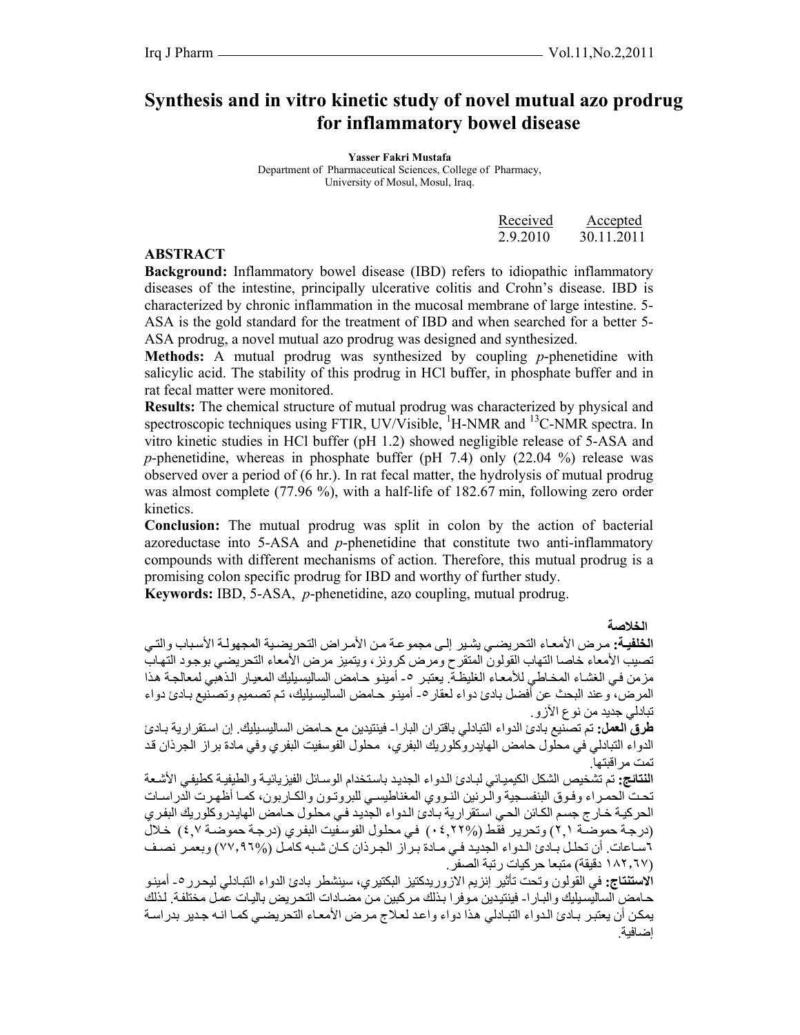# Synthesis and in vitro kinetic study of novel mutual azo prodrug for inflammatory bowel disease

**Yasser Fakri Mustafa**
Department of Pharmaceutical Sciences, College of Pharmacy,
University of Mosul, Mosul, Iraq.

| Received | Accepted |
|---|---|
| 2.9.2010 | 30.11.2011 |

## ABSTRACT

**Background:** Inflammatory bowel disease (IBD) refers to idiopathic inflammatory diseases of the intestine, principally ulcerative colitis and Crohn's disease. IBD is characterized by chronic inflammation in the mucosal membrane of large intestine. 5-ASA is the gold standard for the treatment of IBD and when searched for a better 5-ASA prodrug, a novel mutual azo prodrug was designed and synthesized.

**Methods:** A mutual prodrug was synthesized by coupling *p*-phenetidine with salicylic acid. The stability of this prodrug in HCl buffer, in phosphate buffer and in rat fecal matter were monitored.

**Results:** The chemical structure of mutual prodrug was characterized by physical and spectroscopic techniques using FTIR, UV/Visible, $^{1}H$-NMR and $^{13}C$-NMR spectra. In vitro kinetic studies in HCl buffer (pH 1.2) showed negligible release of 5-ASA and *p*-phenetidine, whereas in phosphate buffer (pH 7.4) only (22.04 %) release was observed over a period of (6 hr.). In rat fecal matter, the hydrolysis of mutual prodrug was almost complete (77.96 %), with a half-life of 182.67 min, following zero order kinetics.

**Conclusion:** The mutual prodrug was split in colon by the action of bacterial azoreductase into 5-ASA and *p*-phenetidine that constitute two anti-inflammatory compounds with different mechanisms of action. Therefore, this mutual prodrug is a promising colon specific prodrug for IBD and worthy of further study.

**Keywords:** IBD, 5-ASA, *p*-phenetidine, azo coupling, mutual prodrug.

## الخلاصة

**الخلفية:** مرض الأمعاء التحريضي يشير إلى مجموعة من الأمراض التحريضية المجهولة الأسباب والتي تصيب الأمعاء خاصا التهاب القولون المتقرح ومرض كرونز، ويتميز مرض الأمعاء التحريضي بوجود التهاب مزمن في الغشاء المخاطي للأمعاء الغليظة. يعتبر ٥- أمينو حامض الساليسيليك المعيار الذهبي لمعالجة هذا المرض، وعند البحث عن أفضل بادئ دواء لعقار٥- أمينو حامض الساليسيليك، تم تصميم وتصنيع بادئ دواء تبادلي جديد من نوع الازو.

**طرق العمل:** تم تصنيع بادئ الدواء التبادلي باقتران البارا- فينتيدين مع حامض الساليسيليك. إن استقرارية بادئ الدواء التبادلي في محلول حامض الهايدروكلوريك البفري، محلول الفوسفيت البفري وفي مادة براز الجرذان قد تمت مراقبتها.

**النتائج:** تم تشخيص الشكل الكيميائي لبادئ الدواء الجديد باستخدام الوسائل الفيزيائية والطيفية كطيفي الأشعة تحت الحمراء وفوق البنفسجية والرنين النووي المغناطيسي للبروتون والكاربون، كما أظهرت الدراسات الحركية خارج جسم الكائن الحي استقرارية بادئ الدواء الجديد في محلول حامض الهايدروكلوريك البفري (درجة حموضة ٢,١) وتحرير فقط (٠٤,٢٢%) في محلول الفوسفيت البفري (درجة حموضة ٤,٧) خلال ٦ساعات. أن تحلل بادئ الدواء الجديد في مادة براز الجرذان كان شبه كامل (٧٧,٩٦%) وبعمر نصف (١٨٢,٦٧ دقيقة) متبعا حركيات رتبة الصفر.

**الاستنتاج:** في القولون وتحت تأثير إنزيم الازوريدكتيز البكتيري، سينشطر بادئ الدواء التبادلي ليحرر٥- أمينو حامض الساليسيليك والبارا- فينتيدين موفرا بذلك مركبين من مضادات التحريض بآليات عمل مختلفة. لذلك يمكن أن يعتبر بادئ الدواء التبادلي هذا دواء واعد لعلاج مرض الأمعاء التحريضي كما انه جدير بدراسة إضافية.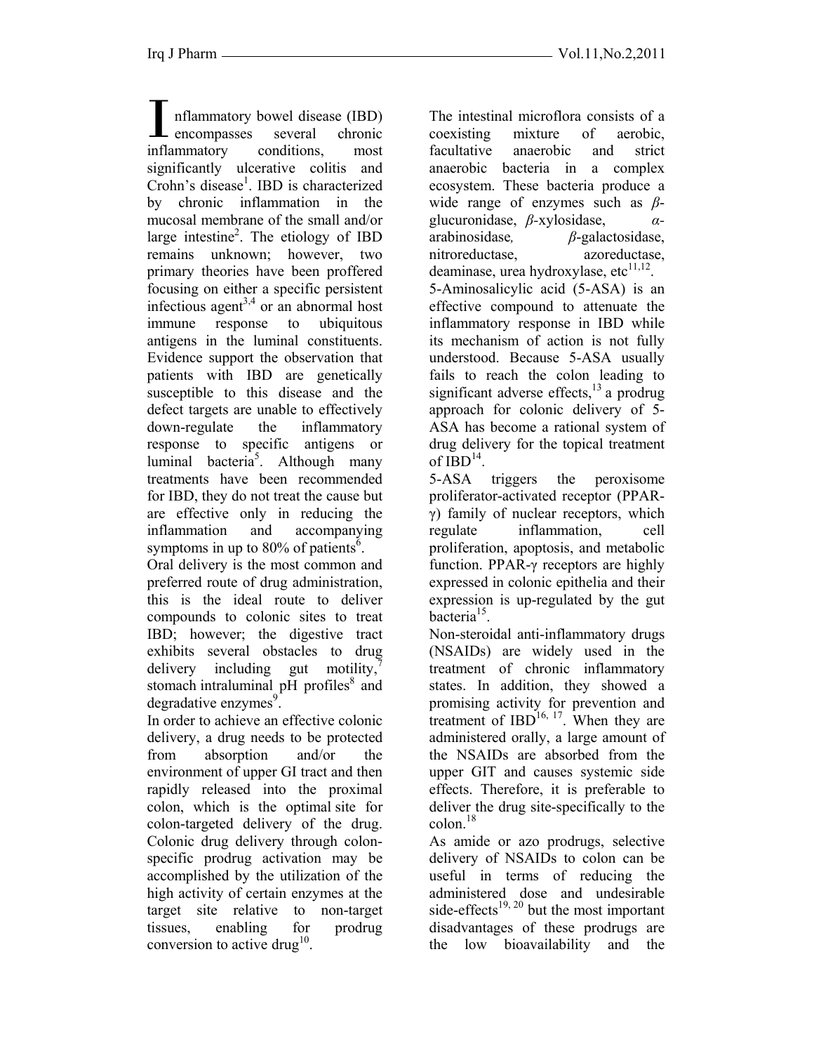Inflammatory bowel disease (IBD) encompasses several chronic inflammatory conditions, most significantly ulcerative colitis and Crohn's disease[1]. IBD is characterized by chronic inflammation in the mucosal membrane of the small and/or large intestine[2]. The etiology of IBD remains unknown; however, two primary theories have been proffered focusing on either a specific persistent infectious agent[3,4] or an abnormal host immune response to ubiquitous antigens in the luminal constituents. Evidence support the observation that patients with IBD are genetically susceptible to this disease and the defect targets are unable to effectively down-regulate the inflammatory response to specific antigens or luminal bacteria[5]. Although many treatments have been recommended for IBD, they do not treat the cause but are effective only in reducing the inflammation and accompanying symptoms in up to 80% of patients[6].

Oral delivery is the most common and preferred route of drug administration, this is the ideal route to deliver compounds to colonic sites to treat IBD; however; the digestive tract exhibits several obstacles to drug delivery including gut motility,[7] stomach intraluminal pH profiles[8] and degradative enzymes[9].

In order to achieve an effective colonic delivery, a drug needs to be protected from absorption and/or the environment of upper GI tract and then rapidly released into the proximal colon, which is the optimal site for colon-targeted delivery of the drug. Colonic drug delivery through colon-specific prodrug activation may be accomplished by the utilization of the high activity of certain enzymes at the target site relative to non-target tissues, enabling for prodrug conversion to active drug[10].

The intestinal microflora consists of a coexisting mixture of aerobic, facultative anaerobic and strict anaerobic bacteria in a complex ecosystem. These bacteria produce a wide range of enzymes such as *β*-glucuronidase, *β*-xylosidase, *α*-arabinosidase, *β*-galactosidase, nitroreductase, azoreductase, deaminase, urea hydroxylase, etc[11,12].

5-Aminosalicylic acid (5-ASA) is an effective compound to attenuate the inflammatory response in IBD while its mechanism of action is not fully understood. Because 5-ASA usually fails to reach the colon leading to significant adverse effects,[13] a prodrug approach for colonic delivery of 5-ASA has become a rational system of drug delivery for the topical treatment of IBD[14].

5-ASA triggers the peroxisome proliferator-activated receptor (PPAR-$\gamma$) family of nuclear receptors, which regulate inflammation, cell proliferation, apoptosis, and metabolic function. PPAR-$\gamma$ receptors are highly expressed in colonic epithelia and their expression is up-regulated by the gut bacteria[15].

Non-steroidal anti-inflammatory drugs (NSAIDs) are widely used in the treatment of chronic inflammatory states. In addition, they showed a promising activity for prevention and treatment of IBD[16, 17]. When they are administered orally, a large amount of the NSAIDs are absorbed from the upper GIT and causes systemic side effects. Therefore, it is preferable to deliver the drug site-specifically to the colon.[18]

As amide or azo prodrugs, selective delivery of NSAIDs to colon can be useful in terms of reducing the administered dose and undesirable side-effects[19, 20] but the most important disadvantages of these prodrugs are the low bioavailability and the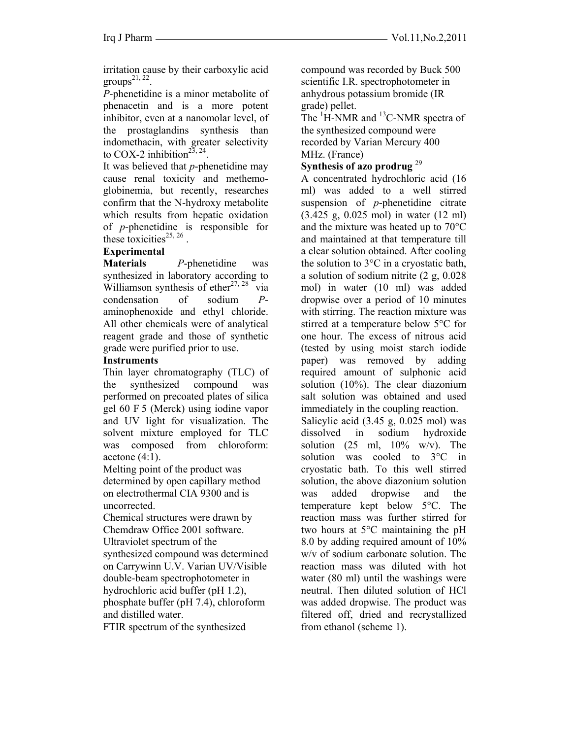irritation cause by their carboxylic acid groups[21, 22].

*P*-phenetidine is a minor metabolite of phenacetin and is a more potent inhibitor, even at a nanomolar level, of the prostaglandins synthesis than indomethacin, with greater selectivity to COX-2 inhibition[23, 24].

It was believed that *p*-phenetidine may cause renal toxicity and methemoglobinemia, but recently, researches confirm that the N-hydroxy metabolite which results from hepatic oxidation of *p*-phenetidine is responsible for these toxicities[25, 26].

## Experimental

**Materials** *P*-phenetidine was synthesized in laboratory according to Williamson synthesis of ether[27, 28] via condensation of sodium *P*-aminophenoxide and ethyl chloride. All other chemicals were of analytical reagent grade and those of synthetic grade were purified prior to use.

**Instruments**

Thin layer chromatography (TLC) of the synthesized compound was performed on precoated plates of silica gel 60 F 5 (Merck) using iodine vapor and UV light for visualization. The solvent mixture employed for TLC was composed from chloroform: acetone (4:1).

Melting point of the product was determined by open capillary method on electrothermal CIA 9300 and is uncorrected.

Chemical structures were drawn by Chemdraw Office 2001 software.

Ultraviolet spectrum of the synthesized compound was determined on Carrywinn U.V. Varian UV/Visible double-beam spectrophotometer in hydrochloric acid buffer (pH 1.2), phosphate buffer (pH 7.4), chloroform and distilled water.

FTIR spectrum of the synthesized compound was recorded by Buck 500 scientific I.R. spectrophotometer in anhydrous potassium bromide (IR grade) pellet.

The $^{1}$H-NMR and $^{13}$C-NMR spectra of the synthesized compound were recorded by Varian Mercury 400 MHz. (France)

**Synthesis of azo prodrug** [29]

A concentrated hydrochloric acid (16 ml) was added to a well stirred suspension of *p*-phenetidine citrate (3.425 g, 0.025 mol) in water (12 ml) and the mixture was heated up to 70°C and maintained at that temperature till a clear solution obtained. After cooling the solution to 3°C in a cryostatic bath, a solution of sodium nitrite (2 g, 0.028 mol) in water (10 ml) was added dropwise over a period of 10 minutes with stirring. The reaction mixture was stirred at a temperature below 5°C for one hour. The excess of nitrous acid (tested by using moist starch iodide paper) was removed by adding required amount of sulphonic acid solution (10%). The clear diazonium salt solution was obtained and used immediately in the coupling reaction.

Salicylic acid (3.45 g, 0.025 mol) was dissolved in sodium hydroxide solution (25 ml, 10% w/v). The solution was cooled to 3°C in cryostatic bath. To this well stirred solution, the above diazonium solution was added dropwise and the temperature kept below 5°C. The reaction mass was further stirred for two hours at 5°C maintaining the pH 8.0 by adding required amount of 10% w/v of sodium carbonate solution. The reaction mass was diluted with hot water (80 ml) until the washings were neutral. Then diluted solution of HCl was added dropwise. The product was filtered off, dried and recrystallized from ethanol (scheme 1).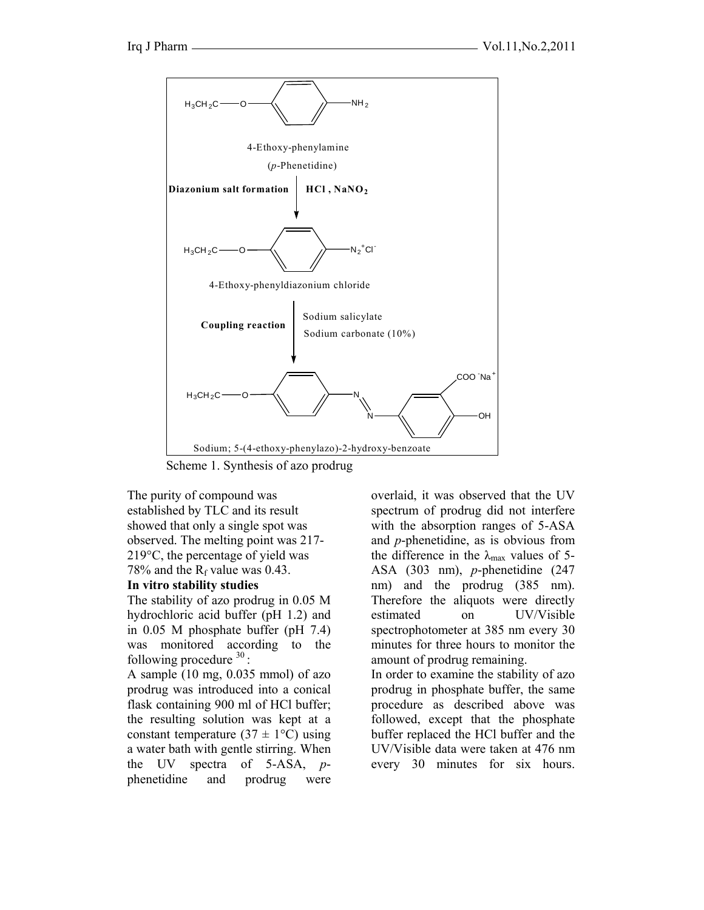4-Ethoxy-phenylamine

(*p*-Phenetidine)

**Diazonium salt formation** **HCl , $NaNO_2$**

4-Ethoxy-phenyldiazonium chloride

**Coupling reaction** Sodium salicylate, Sodium carbonate (10%)

Sodium; 5-(4-ethoxy-phenylazo)-2-hydroxy-benzoate

Scheme 1. Synthesis of azo prodrug

The purity of compound was established by TLC and its result showed that only a single spot was observed. The melting point was 217-219°C, the percentage of yield was 78% and the $R_f$ value was 0.43.

**In vitro stability studies**

The stability of azo prodrug in 0.05 M hydrochloric acid buffer (pH 1.2) and in 0.05 M phosphate buffer (pH 7.4) was monitored according to the following procedure [30]:

A sample (10 mg, 0.035 mmol) of azo prodrug was introduced into a conical flask containing 900 ml of HCl buffer; the resulting solution was kept at a constant temperature (37 ± 1°C) using a water bath with gentle stirring. When the UV spectra of 5-ASA, *p*-phenetidine and prodrug were overlaid, it was observed that the UV spectrum of prodrug did not interfere with the absorption ranges of 5-ASA and *p*-phenetidine, as is obvious from the difference in the $\lambda_{max}$ values of 5-ASA (303 nm), *p*-phenetidine (247 nm) and the prodrug (385 nm). Therefore the aliquots were directly estimated on UV/Visible spectrophotometer at 385 nm every 30 minutes for three hours to monitor the amount of prodrug remaining.

In order to examine the stability of azo prodrug in phosphate buffer, the same procedure as described above was followed, except that the phosphate buffer replaced the HCl buffer and the UV/Visible data were taken at 476 nm every 30 minutes for six hours.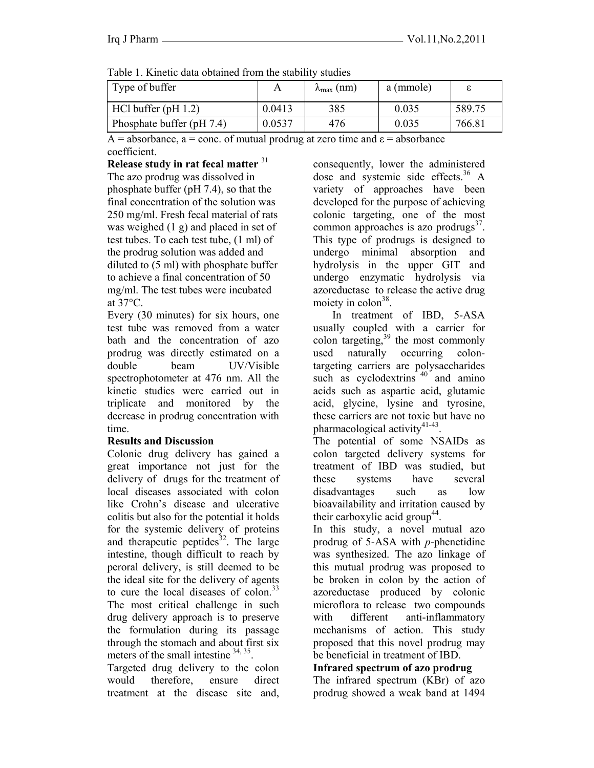Table 1. Kinetic data obtained from the stability studies

| Type of buffer | A | $\lambda_{max}$ (nm) | a (mmole) | ε |
|---|---|---|---|---|
| HCl buffer (pH 1.2) | 0.0413 | 385 | 0.035 | 589.75 |
| Phosphate buffer (pH 7.4) | 0.0537 | 476 | 0.035 | 766.81 |

A = absorbance, a = conc. of mutual prodrug at zero time and ε = absorbance coefficient.

**Release study in rat fecal matter** [31]

The azo prodrug was dissolved in phosphate buffer (pH 7.4), so that the final concentration of the solution was 250 mg/ml. Fresh fecal material of rats was weighed (1 g) and placed in set of test tubes. To each test tube, (1 ml) of the prodrug solution was added and diluted to (5 ml) with phosphate buffer to achieve a final concentration of 50 mg/ml. The test tubes were incubated at 37°C.

Every (30 minutes) for six hours, one test tube was removed from a water bath and the concentration of azo prodrug was directly estimated on a double beam UV/Visible spectrophotometer at 476 nm. All the kinetic studies were carried out in triplicate and monitored by the decrease in prodrug concentration with time.

**Results and Discussion**

Colonic drug delivery has gained a great importance not just for the delivery of drugs for the treatment of local diseases associated with colon like Crohn's disease and ulcerative colitis but also for the potential it holds for the systemic delivery of proteins and therapeutic peptides[32]. The large intestine, though difficult to reach by peroral delivery, is still deemed to be the ideal site for the delivery of agents to cure the local diseases of colon.[33] The most critical challenge in such drug delivery approach is to preserve the formulation during its passage through the stomach and about first six meters of the small intestine [34, 35].

Targeted drug delivery to the colon would therefore, ensure direct treatment at the disease site and, consequently, lower the administered dose and systemic side effects.[36] A variety of approaches have been developed for the purpose of achieving colonic targeting, one of the most common approaches is azo prodrugs[37]. This type of prodrugs is designed to undergo minimal absorption and hydrolysis in the upper GIT and undergo enzymatic hydrolysis via azoreductase to release the active drug moiety in colon[38].

In treatment of IBD, 5-ASA usually coupled with a carrier for colon targeting,[39] the most commonly used naturally occurring colon-targeting carriers are polysaccharides such as cyclodextrins [40] and amino acids such as aspartic acid, glutamic acid, glycine, lysine and tyrosine, these carriers are not toxic but have no pharmacological activity[41-43].

The potential of some NSAIDs as colon targeted delivery systems for treatment of IBD was studied, but these systems have several disadvantages such as low bioavailability and irritation caused by their carboxylic acid group[44].

In this study, a novel mutual azo prodrug of 5-ASA with *p*-phenetidine was synthesized. The azo linkage of this mutual prodrug was proposed to be broken in colon by the action of azoreductase produced by colonic microflora to release two compounds with different anti-inflammatory mechanisms of action. This study proposed that this novel prodrug may be beneficial in treatment of IBD.

**Infrared spectrum of azo prodrug**

The infrared spectrum (KBr) of azo prodrug showed a weak band at 1494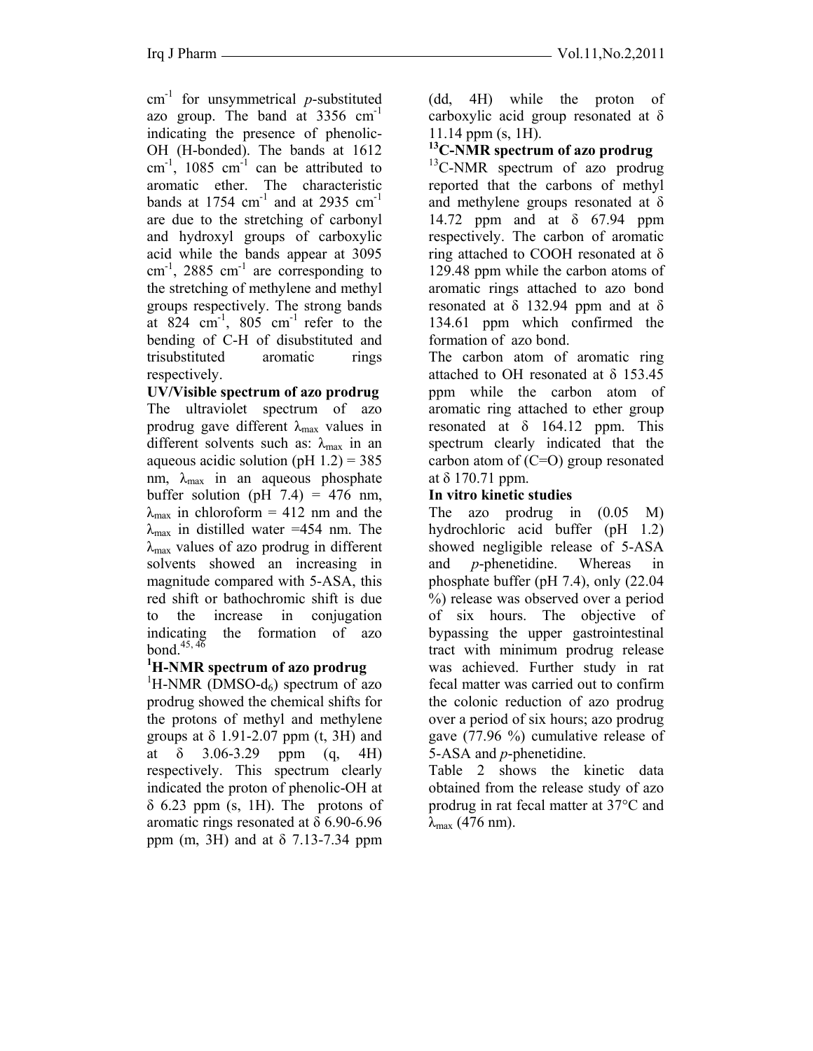$cm^{-1}$ for unsymmetrical *p*-substituted azo group. The band at 3356 $cm^{-1}$ indicating the presence of phenolic-OH (H-bonded). The bands at 1612 $cm^{-1}$, 1085 $cm^{-1}$ can be attributed to aromatic ether. The characteristic bands at 1754 $cm^{-1}$ and at 2935 $cm^{-1}$ are due to the stretching of carbonyl and hydroxyl groups of carboxylic acid while the bands appear at 3095 $cm^{-1}$, 2885 $cm^{-1}$ are corresponding to the stretching of methylene and methyl groups respectively. The strong bands at 824 $cm^{-1}$, 805 $cm^{-1}$ refer to the bending of C-H of disubstituted and trisubstituted aromatic rings respectively.

**UV/Visible spectrum of azo prodrug**

The ultraviolet spectrum of azo prodrug gave different $\lambda_{max}$ values in different solvents such as: $\lambda_{max}$ in an aqueous acidic solution (pH 1.2) = 385 nm, $\lambda_{max}$ in an aqueous phosphate buffer solution (pH 7.4) = 476 nm, $\lambda_{max}$ in chloroform = 412 nm and the $\lambda_{max}$ in distilled water =454 nm. The $\lambda_{max}$ values of azo prodrug in different solvents showed an increasing in magnitude compared with 5-ASA, this red shift or bathochromic shift is due to the increase in conjugation indicating the formation of azo bond.[45, 46]

**$^{1}$H-NMR spectrum of azo prodrug**

$^{1}$H-NMR (DMSO-$d_6$) spectrum of azo prodrug showed the chemical shifts for the protons of methyl and methylene groups at δ 1.91-2.07 ppm (t, 3H) and at δ 3.06-3.29 ppm (q, 4H) respectively. This spectrum clearly indicated the proton of phenolic-OH at δ 6.23 ppm (s, 1H). The protons of aromatic rings resonated at δ 6.90-6.96 ppm (m, 3H) and at δ 7.13-7.34 ppm (dd, 4H) while the proton of carboxylic acid group resonated at δ 11.14 ppm (s, 1H).

**$^{13}$C-NMR spectrum of azo prodrug**

$^{13}$C-NMR spectrum of azo prodrug reported that the carbons of methyl and methylene groups resonated at δ 14.72 ppm and at δ 67.94 ppm respectively. The carbon of aromatic ring attached to COOH resonated at δ 129.48 ppm while the carbon atoms of aromatic rings attached to azo bond resonated at δ 132.94 ppm and at δ 134.61 ppm which confirmed the formation of azo bond.

The carbon atom of aromatic ring attached to OH resonated at δ 153.45 ppm while the carbon atom of aromatic ring attached to ether group resonated at δ 164.12 ppm. This spectrum clearly indicated that the carbon atom of (C=O) group resonated at δ 170.71 ppm.

**In vitro kinetic studies**

The azo prodrug in (0.05 M) hydrochloric acid buffer (pH 1.2) showed negligible release of 5-ASA and *p*-phenetidine. Whereas in phosphate buffer (pH 7.4), only (22.04 %) release was observed over a period of six hours. The objective of bypassing the upper gastrointestinal tract with minimum prodrug release was achieved. Further study in rat fecal matter was carried out to confirm the colonic reduction of azo prodrug over a period of six hours; azo prodrug gave (77.96 %) cumulative release of 5-ASA and *p*-phenetidine.

Table 2 shows the kinetic data obtained from the release study of azo prodrug in rat fecal matter at 37°C and $\lambda_{max}$ (476 nm).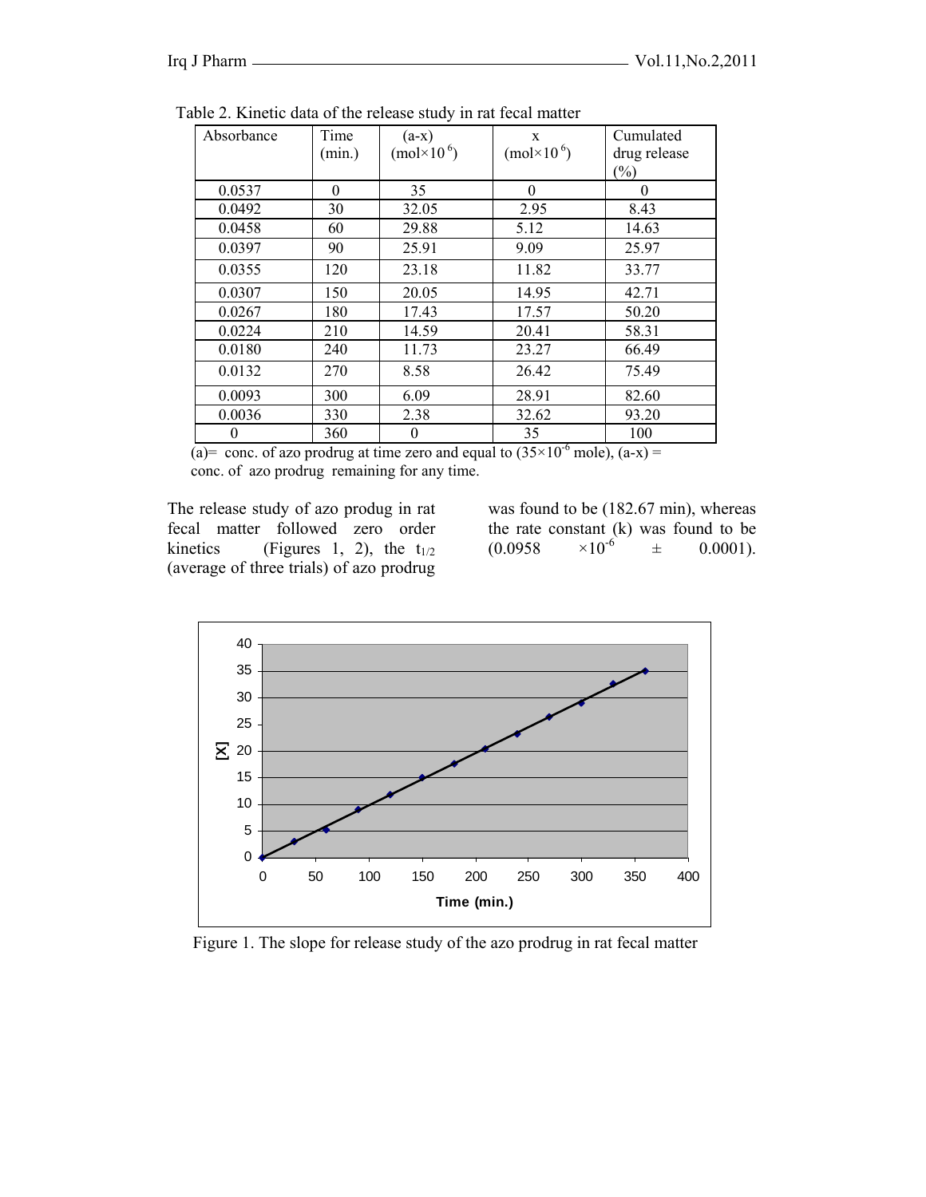Table 2. Kinetic data of the release study in rat fecal matter

| Absorbance | Time (min.) | (a-x) (mol×$10^{6}$) | x (mol×$10^{6}$) | Cumulated drug release (%) |
|---|---|---|---|---|
| 0.0537 | 0 | 35 | 0 | 0 |
| 0.0492 | 30 | 32.05 | 2.95 | 8.43 |
| 0.0458 | 60 | 29.88 | 5.12 | 14.63 |
| 0.0397 | 90 | 25.91 | 9.09 | 25.97 |
| 0.0355 | 120 | 23.18 | 11.82 | 33.77 |
| 0.0307 | 150 | 20.05 | 14.95 | 42.71 |
| 0.0267 | 180 | 17.43 | 17.57 | 50.20 |
| 0.0224 | 210 | 14.59 | 20.41 | 58.31 |
| 0.0180 | 240 | 11.73 | 23.27 | 66.49 |
| 0.0132 | 270 | 8.58 | 26.42 | 75.49 |
| 0.0093 | 300 | 6.09 | 28.91 | 82.60 |
| 0.0036 | 330 | 2.38 | 32.62 | 93.20 |
| 0 | 360 | 0 | 35 | 100 |

(a)= conc. of azo prodrug at time zero and equal to ($35\times10^{-6}$ mole), (a-x) = conc. of azo prodrug remaining for any time.

The release study of azo produg in rat fecal matter followed zero order kinetics (Figures 1, 2), the $t_{1/2}$ (average of three trials) of azo prodrug was found to be (182.67 min), whereas the rate constant (k) was found to be ($0.0958 \times10^{-6} \pm 0.0001$).

Figure 1. The slope for release study of the azo prodrug in rat fecal matter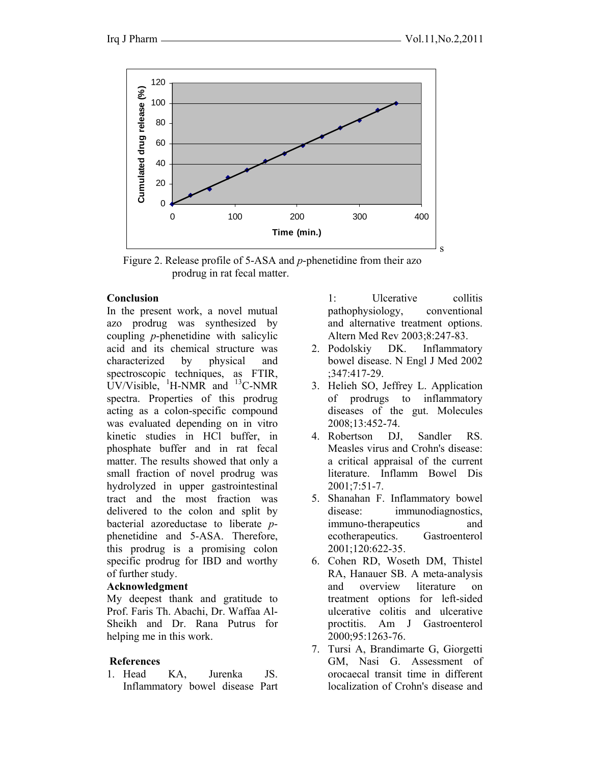Figure 2. Release profile of 5-ASA and *p*-phenetidine from their azo prodrug in rat fecal matter.

**Conclusion**

In the present work, a novel mutual azo prodrug was synthesized by coupling *p*-phenetidine with salicylic acid and its chemical structure was characterized by physical and spectroscopic techniques, as FTIR, UV/Visible, $^{1}$H-NMR and $^{13}$C-NMR spectra. Properties of this prodrug acting as a colon-specific compound was evaluated depending on in vitro kinetic studies in HCl buffer, in phosphate buffer and in rat fecal matter. The results showed that only a small fraction of novel prodrug was hydrolyzed in upper gastrointestinal tract and the most fraction was delivered to the colon and split by bacterial azoreductase to liberate *p*-phenetidine and 5-ASA. Therefore, this prodrug is a promising colon specific prodrug for IBD and worthy of further study.

**Acknowledgment**

My deepest thank and gratitude to Prof. Faris Th. Abachi, Dr. Waffaa Al-Sheikh and Dr. Rana Putrus for helping me in this work.

**References**

1. Head KA, Jurenka JS. Inflammatory bowel disease Part 1: Ulcerative collitis pathophysiology, conventional and alternative treatment options. Altern Med Rev 2003;8:247-83.
2. Podolskiy DK. Inflammatory bowel disease. N Engl J Med 2002 ;347:417-29.
3. Helieh SO, Jeffrey L. Application of prodrugs to inflammatory diseases of the gut. Molecules 2008;13:452-74.
4. Robertson DJ, Sandler RS. Measles virus and Crohn's disease: a critical appraisal of the current literature. Inflamm Bowel Dis 2001;7:51-7.
5. Shanahan F. Inflammatory bowel disease: immunodiagnostics, immuno-therapeutics and ecotherapeutics. Gastroenterol 2001;120:622-35.
6. Cohen RD, Woseth DM, Thistel RA, Hanauer SB. A meta-analysis and overview literature on treatment options for left-sided ulcerative colitis and ulcerative proctitis. Am J Gastroenterol 2000;95:1263-76.
7. Tursi A, Brandimarte G, Giorgetti GM, Nasi G. Assessment of orocaecal transit time in different localization of Crohn's disease and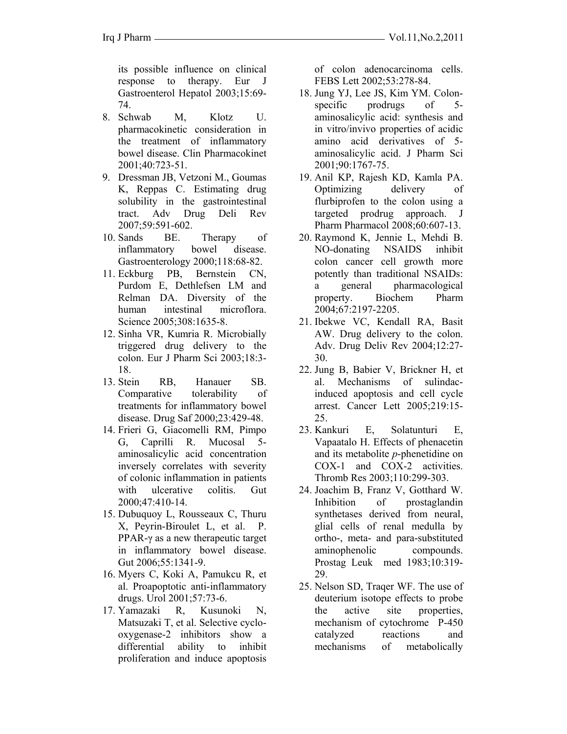its possible influence on clinical response to therapy. Eur J Gastroenterol Hepatol 2003;15:69-74.

8. Schwab M, Klotz U. pharmacokinetic consideration in the treatment of inflammatory bowel disease. Clin Pharmacokinet 2001;40:723-51.
9. Dressman JB, Vetzoni M., Goumas K, Reppas C. Estimating drug solubility in the gastrointestinal tract. Adv Drug Deli Rev 2007;59:591-602.
10. Sands BE. Therapy of inflammatory bowel disease. Gastroenterology 2000;118:68-82.
11. Eckburg PB, Bernstein CN, Purdom E, Dethlefsen LM and Relman DA. Diversity of the human intestinal microflora. Science 2005;308:1635-8.
12. Sinha VR, Kumria R. Microbially triggered drug delivery to the colon. Eur J Pharm Sci 2003;18:3-18.
13. Stein RB, Hanauer SB. Comparative tolerability of treatments for inflammatory bowel disease. Drug Saf 2000;23:429-48.
14. Frieri G, Giacomelli RM, Pimpo G, Caprilli R. Mucosal 5-aminosalicylic acid concentration inversely correlates with severity of colonic inflammation in patients with ulcerative colitis. Gut 2000;47:410-14.
15. Dubuquoy L, Rousseaux C, Thuru X, Peyrin-Biroulet L, et al. P. PPAR-γ as a new therapeutic target in inflammatory bowel disease. Gut 2006;55:1341-9.
16. Myers C, Koki A, Pamukcu R, et al. Proapoptotic anti-inflammatory drugs. Urol 2001;57:73-6.
17. Yamazaki R, Kusunoki N, Matsuzaki T, et al. Selective cyclo-oxygenase-2 inhibitors show a differential ability to inhibit proliferation and induce apoptosis of colon adenocarcinoma cells. FEBS Lett 2002;53:278-84.
18. Jung YJ, Lee JS, Kim YM. Colon-specific prodrugs of 5-aminosalicylic acid: synthesis and in vitro/invivo properties of acidic amino acid derivatives of 5-aminosalicylic acid. J Pharm Sci 2001;90:1767-75.
19. Anil KP, Rajesh KD, Kamla PA. Optimizing delivery of flurbiprofen to the colon using a targeted prodrug approach. J Pharm Pharmacol 2008;60:607-13.
20. Raymond K, Jennie L, Mehdi B. NO-donating NSAIDS inhibit colon cancer cell growth more potently than traditional NSAIDs: a general pharmacological property. Biochem Pharm 2004;67:2197-2205.
21. Ibekwe VC, Kendall RA, Basit AW. Drug delivery to the colon. Adv. Drug Deliv Rev 2004;12:27-30.
22. Jung B, Babier V, Brickner H, et al. Mechanisms of sulindac-induced apoptosis and cell cycle arrest. Cancer Lett 2005;219:15-25.
23. Kankuri E, Solatunturi E, Vapaatalo H. Effects of phenacetin and its metabolite *p*-phenetidine on COX-1 and COX-2 activities. Thromb Res 2003;110:299-303.
24. Joachim B, Franz V, Gotthard W. Inhibition of prostaglandin synthetases derived from neural, glial cells of renal medulla by ortho-, meta- and para-substituted aminophenolic compounds. Prostag Leuk med 1983;10:319-29.
25. Nelson SD, Traqer WF. The use of deuterium isotope effects to probe the active site properties, mechanism of cytochrome P-450 catalyzed reactions and mechanisms of metabolically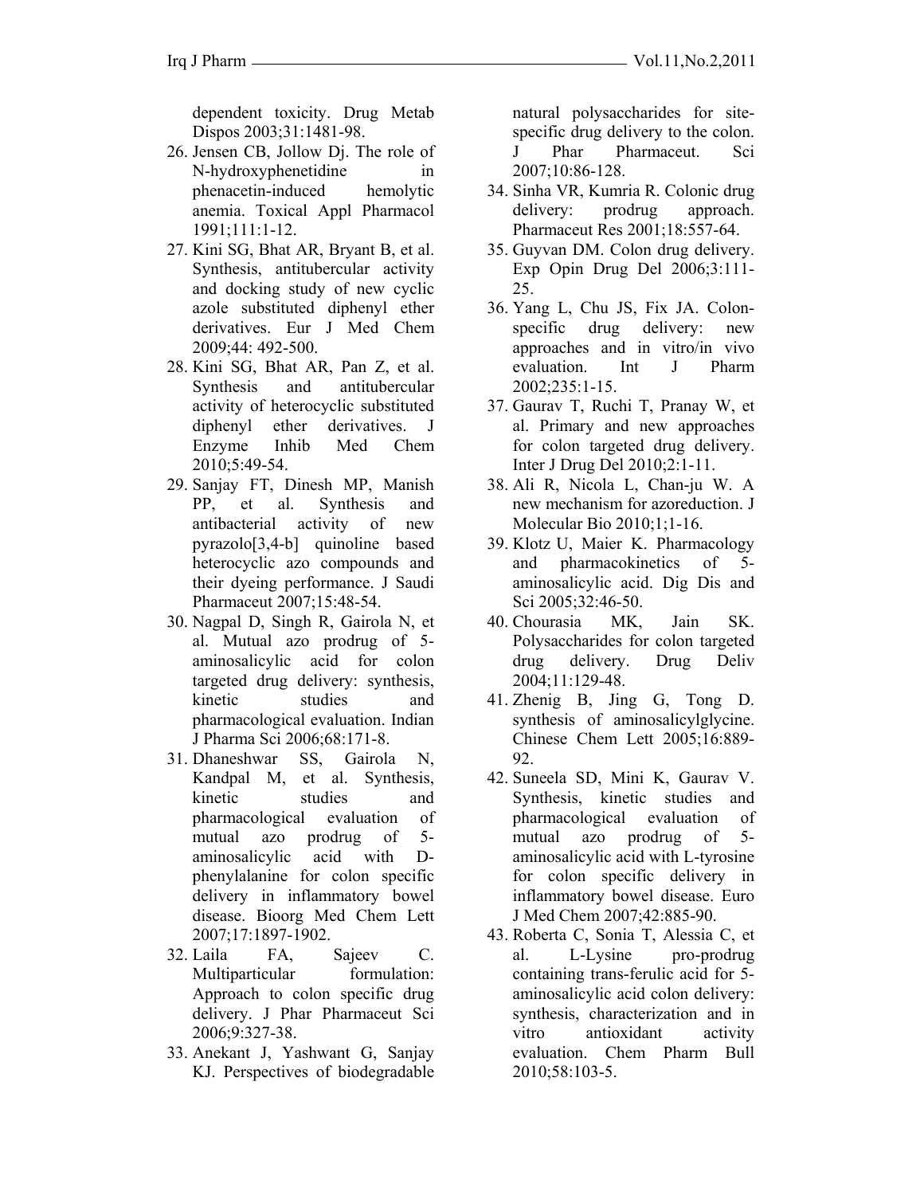dependent toxicity. Drug Metab Dispos 2003;31:1481-98.

26. Jensen CB, Jollow Dj. The role of N-hydroxyphenetidine in phenacetin-induced hemolytic anemia. Toxical Appl Pharmacol 1991;111:1-12.
27. Kini SG, Bhat AR, Bryant B, et al. Synthesis, antitubercular activity and docking study of new cyclic azole substituted diphenyl ether derivatives. Eur J Med Chem 2009;44: 492-500.
28. Kini SG, Bhat AR, Pan Z, et al. Synthesis and antitubercular activity of heterocyclic substituted diphenyl ether derivatives. J Enzyme Inhib Med Chem 2010;5:49-54.
29. Sanjay FT, Dinesh MP, Manish PP, et al. Synthesis and antibacterial activity of new pyrazolo[3,4-b] quinoline based heterocyclic azo compounds and their dyeing performance. J Saudi Pharmaceut 2007;15:48-54.
30. Nagpal D, Singh R, Gairola N, et al. Mutual azo prodrug of 5-aminosalicylic acid for colon targeted drug delivery: synthesis, kinetic studies and pharmacological evaluation. Indian J Pharma Sci 2006;68:171-8.
31. Dhaneshwar SS, Gairola N, Kandpal M, et al. Synthesis, kinetic studies and pharmacological evaluation of mutual azo prodrug of 5-aminosalicylic acid with D-phenylalanine for colon specific delivery in inflammatory bowel disease. Bioorg Med Chem Lett 2007;17:1897-1902.
32. Laila FA, Sajeev C. Multiparticular formulation: Approach to colon specific drug delivery. J Phar Pharmaceut Sci 2006;9:327-38.
33. Anekant J, Yashwant G, Sanjay KJ. Perspectives of biodegradable natural polysaccharides for site-specific drug delivery to the colon. J Phar Pharmaceut. Sci 2007;10:86-128.
34. Sinha VR, Kumria R. Colonic drug delivery: prodrug approach. Pharmaceut Res 2001;18:557-64.
35. Guyvan DM. Colon drug delivery. Exp Opin Drug Del 2006;3:111-25.
36. Yang L, Chu JS, Fix JA. Colon-specific drug delivery: new approaches and in vitro/in vivo evaluation. Int J Pharm 2002;235:1-15.
37. Gaurav T, Ruchi T, Pranay W, et al. Primary and new approaches for colon targeted drug delivery. Inter J Drug Del 2010;2:1-11.
38. Ali R, Nicola L, Chan-ju W. A new mechanism for azoreduction. J Molecular Bio 2010;1;1-16.
39. Klotz U, Maier K. Pharmacology and pharmacokinetics of 5-aminosalicylic acid. Dig Dis and Sci 2005;32:46-50.
40. Chourasia MK, Jain SK. Polysaccharides for colon targeted drug delivery. Drug Deliv 2004;11:129-48.
41. Zhenig B, Jing G, Tong D. synthesis of aminosalicylglycine. Chinese Chem Lett 2005;16:889-92.
42. Suneela SD, Mini K, Gaurav V. Synthesis, kinetic studies and pharmacological evaluation of mutual azo prodrug of 5-aminosalicylic acid with L-tyrosine for colon specific delivery in inflammatory bowel disease. Euro J Med Chem 2007;42:885-90.
43. Roberta C, Sonia T, Alessia C, et al. L-Lysine pro-prodrug containing trans-ferulic acid for 5-aminosalicylic acid colon delivery: synthesis, characterization and in vitro antioxidant activity evaluation. Chem Pharm Bull 2010;58:103-5.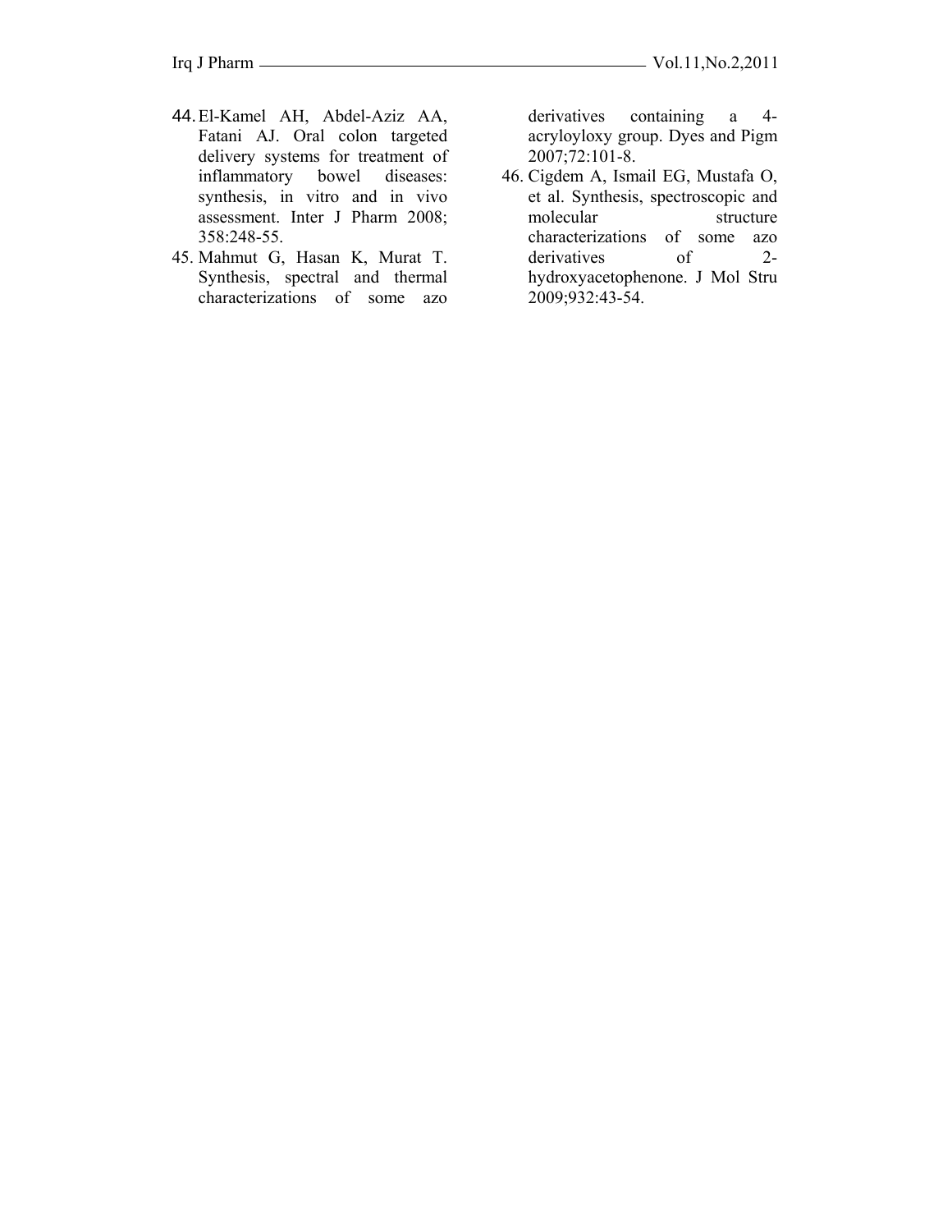44. El-Kamel AH, Abdel-Aziz AA, Fatani AJ. Oral colon targeted delivery systems for treatment of inflammatory bowel diseases: synthesis, in vitro and in vivo assessment. Inter J Pharm 2008; 358:248-55.
45. Mahmut G, Hasan K, Murat T. Synthesis, spectral and thermal characterizations of some azo derivatives containing a 4-acryloyloxy group. Dyes and Pigm 2007;72:101-8.
46. Cigdem A, Ismail EG, Mustafa O, et al. Synthesis, spectroscopic and molecular structure characterizations of some azo derivatives of 2-hydroxyacetophenone. J Mol Stru 2009;932:43-54.